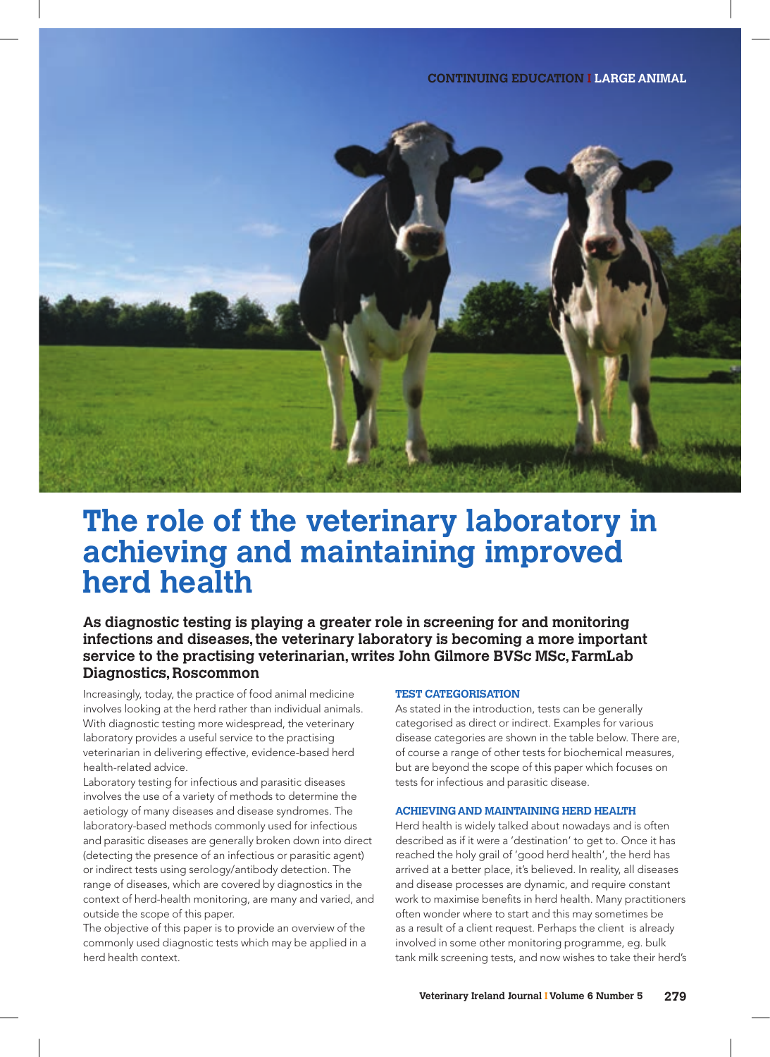CONTINUING EDUCATION I LARGE ANIMAL

# The role of the veterinary laboratory in achieving and maintaining improved herd health

**As diagnostic testing is playing a greater role in screening for and monitoring infections and diseases, the veterinary laboratory is becoming a more important service to the practising veterinarian, writes John Gilmore BVSc MSc, FarmLab Diagnostics, Roscommon**

Increasingly, today, the practice of food animal medicine involves looking at the herd rather than individual animals. With diagnostic testing more widespread, the veterinary laboratory provides a useful service to the practising veterinarian in delivering effective, evidence-based herd health-related advice.

Laboratory testing for infectious and parasitic diseases involves the use of a variety of methods to determine the aetiology of many diseases and disease syndromes. The laboratory-based methods commonly used for infectious and parasitic diseases are generally broken down into direct (detecting the presence of an infectious or parasitic agent) or indirect tests using serology/antibody detection. The range of diseases, which are covered by diagnostics in the context of herd-health monitoring, are many and varied, and outside the scope of this paper.

The objective of this paper is to provide an overview of the commonly used diagnostic tests which may be applied in a herd health context.

### TEST CATEGORISATION

As stated in the introduction, tests can be generally categorised as direct or indirect. Examples for various disease categories are shown in the table below. There are, of course a range of other tests for biochemical measures, but are beyond the scope of this paper which focuses on tests for infectious and parasitic disease.

### ACHIEVING AND MAINTAINING HERD HEALTH

Herd health is widely talked about nowadays and is often described as if it were a 'destination' to get to. Once it has reached the holy grail of 'good herd health', the herd has arrived at a better place, it's believed. In reality, all diseases and disease processes are dynamic, and require constant work to maximise benefits in herd health. Many practitioners often wonder where to start and this may sometimes be as a result of a client request. Perhaps the client is already involved in some other monitoring programme, eg. bulk tank milk screening tests, and now wishes to take their herd's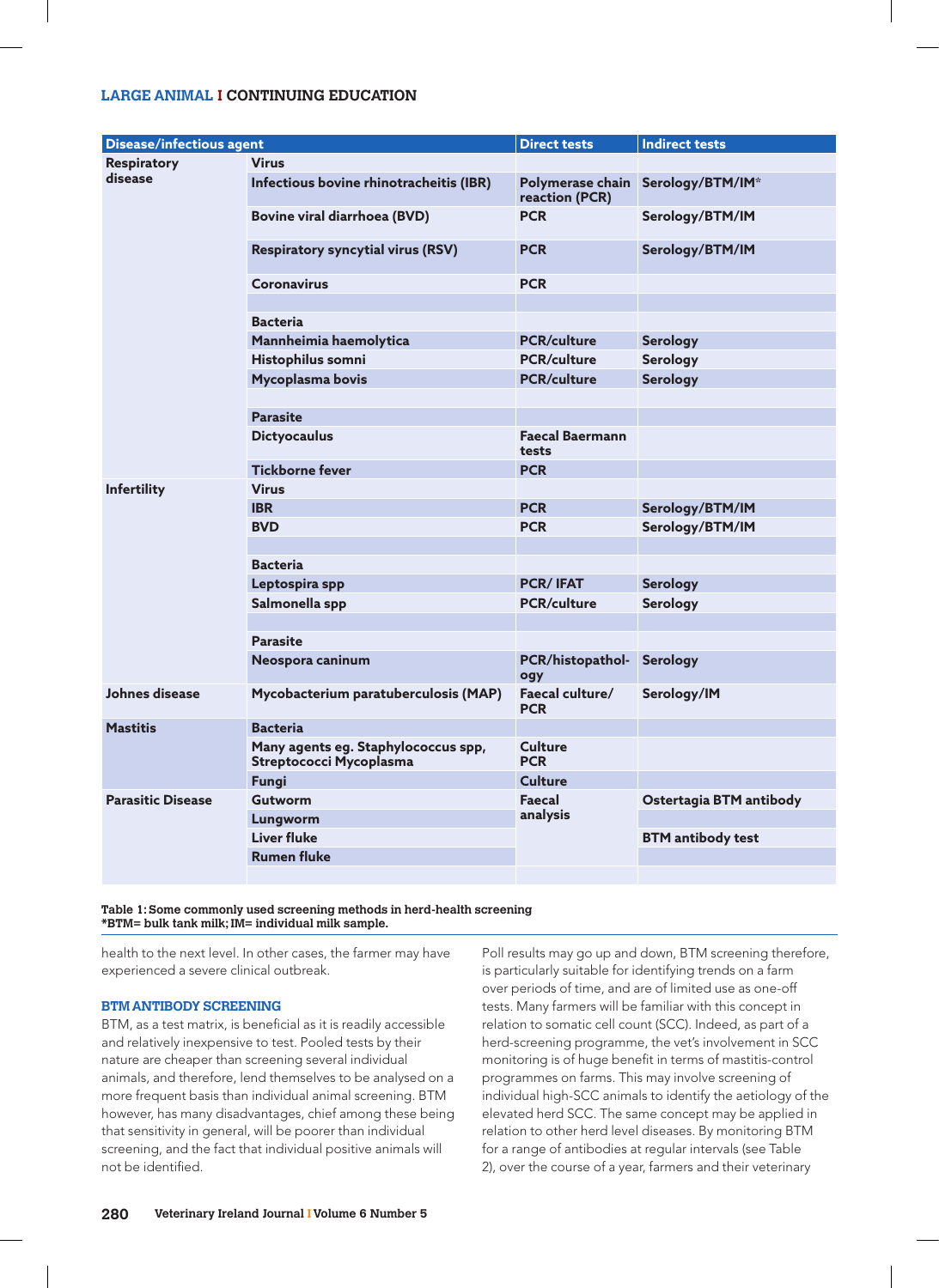| Disease/infectious agent | | Direct tests | Indirect tests |
|---|---|---|---|
| Respiratory disease | Virus | | |
| | Infectious bovine rhinotracheitis (IBR) | Polymerase chain reaction (PCR) | Serology/BTM/IM* |
| | Bovine viral diarrhoea (BVD) | PCR | Serology/BTM/IM |
| | Respiratory syncytial virus (RSV) | PCR | Serology/BTM/IM |
| | Coronavirus | PCR | |
| | | | |
| | Bacteria | | |
| | Mannheimia haemolytica | PCR/culture | Serology |
| | Histophilus somni | PCR/culture | Serology |
| | Mycoplasma bovis | PCR/culture | Serology |
| | | | |
| | Parasite | | |
| | Dictyocaulus | Faecal Baermann tests | |
| | Tickborne fever | PCR | |
| Infertility | Virus | | |
| | IBR | PCR | Serology/BTM/IM |
| | BVD | PCR | Serology/BTM/IM |
| | | | |
| | Bacteria | | |
| | Leptospira spp | PCR/ IFAT | Serology |
| | Salmonella spp | PCR/culture | Serology |
| | | | |
| | Parasite | | |
| | Neospora caninum | PCR/histopathology | Serology |
| Johnes disease | Mycobacterium paratuberculosis (MAP) | Faecal culture/ PCR | Serology/IM |
| Mastitis | Bacteria | | |
| | Many agents eg. Staphylococcus spp, Streptococci Mycoplasma | Culture PCR | |
| | Fungi | Culture | |
| Parasitic Disease | Gutworm | Faecal analysis | Ostertagia BTM antibody |
| | Lungworm | | |
| | Liver fluke | | BTM antibody test |
| | Rumen fluke | | |

**Table 1: Some commonly used screening methods in herd-health screening**
***BTM= bulk tank milk; IM= individual milk sample.**

health to the next level. In other cases, the farmer may have experienced a severe clinical outbreak.

### BTM ANTIBODY SCREENING

BTM, as a test matrix, is beneficial as it is readily accessible and relatively inexpensive to test. Pooled tests by their nature are cheaper than screening several individual animals, and therefore, lend themselves to be analysed on a more frequent basis than individual animal screening. BTM however, has many disadvantages, chief among these being that sensitivity in general, will be poorer than individual screening, and the fact that individual positive animals will not be identified.

Poll results may go up and down, BTM screening therefore, is particularly suitable for identifying trends on a farm over periods of time, and are of limited use as one-off tests. Many farmers will be familiar with this concept in relation to somatic cell count (SCC). Indeed, as part of a herd-screening programme, the vet's involvement in SCC monitoring is of huge benefit in terms of mastitis-control programmes on farms. This may involve screening of individual high-SCC animals to identify the aetiology of the elevated herd SCC. The same concept may be applied in relation to other herd level diseases. By monitoring BTM for a range of antibodies at regular intervals (see Table 2), over the course of a year, farmers and their veterinary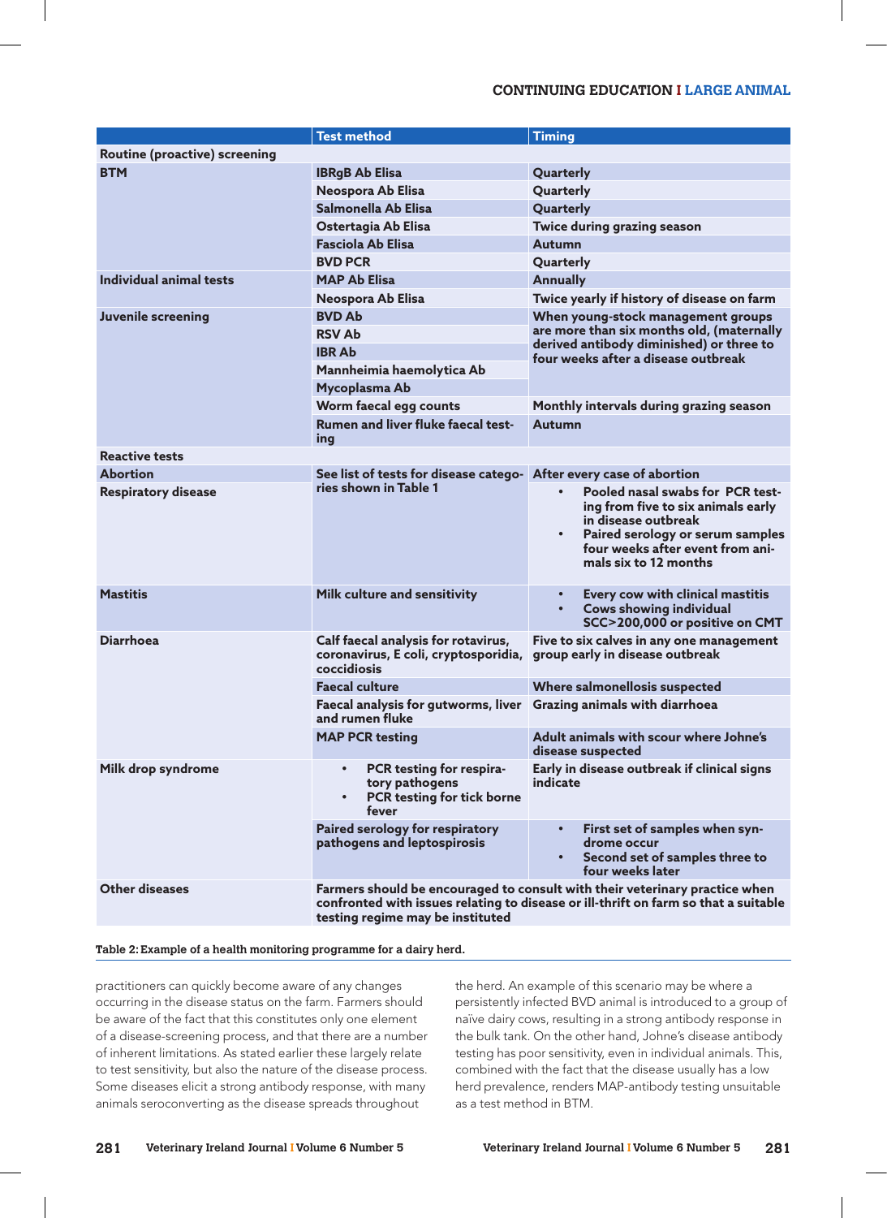| | Test method | Timing |
|---|---|---|
| **Routine (proactive) screening** | | |
| **BTM** | IBRgB Ab Elisa | Quarterly |
| | Neospora Ab Elisa | Quarterly |
| | Salmonella Ab Elisa | Quarterly |
| | Ostertagia Ab Elisa | Twice during grazing season |
| | Fasciola Ab Elisa | Autumn |
| | BVD PCR | Quarterly |
| **Individual animal tests** | MAP Ab Elisa | Annually |
| | Neospora Ab Elisa | Twice yearly if history of disease on farm |
| **Juvenile screening** | BVD Ab | When young-stock management groups are more than six months old, (maternally derived antibody diminished) or three to four weeks after a disease outbreak |
| | RSV Ab | |
| | IBR Ab | |
| | Mannheimia haemolytica Ab | |
| | Mycoplasma Ab | |
| | Worm faecal egg counts | Monthly intervals during grazing season |
| | Rumen and liver fluke faecal testing | Autumn |
| **Reactive tests** | | |
| **Abortion** | See list of tests for disease categories shown in Table 1 | After every case of abortion |
| **Respiratory disease** | | • Pooled nasal swabs for PCR testing from five to six animals early in disease outbreak<br>• Paired serology or serum samples four weeks after event from animals six to 12 months |
| **Mastitis** | Milk culture and sensitivity | • Every cow with clinical mastitis<br>• Cows showing individual SCC>200,000 or positive on CMT |
| **Diarrhoea** | Calf faecal analysis for rotavirus, coronavirus, E coli, cryptosporidia, coccidiosis | Five to six calves in any one management group early in disease outbreak |
| | Faecal culture | Where salmonellosis suspected |
| | Faecal analysis for gutworms, liver and rumen fluke | Grazing animals with diarrhoea |
| | MAP PCR testing | Adult animals with scour where Johne's disease suspected |
| **Milk drop syndrome** | • PCR testing for respiratory pathogens<br>• PCR testing for tick borne fever | Early in disease outbreak if clinical signs indicate |
| | Paired serology for respiratory pathogens and leptospirosis | • First set of samples when syndrome occur<br>• Second set of samples three to four weeks later |
| **Other diseases** | Farmers should be encouraged to consult with their veterinary practice when confronted with issues relating to disease or ill-thrift on farm so that a suitable testing regime may be instituted | |

**Table 2: Example of a health monitoring programme for a dairy herd.**

practitioners can quickly become aware of any changes occurring in the disease status on the farm. Farmers should be aware of the fact that this constitutes only one element of a disease-screening process, and that there are a number of inherent limitations. As stated earlier these largely relate to test sensitivity, but also the nature of the disease process. Some diseases elicit a strong antibody response, with many animals seroconverting as the disease spreads throughout the herd. An example of this scenario may be where a persistently infected BVD animal is introduced to a group of naïve dairy cows, resulting in a strong antibody response in the bulk tank. On the other hand, Johne's disease antibody testing has poor sensitivity, even in individual animals. This, combined with the fact that the disease usually has a low herd prevalence, renders MAP-antibody testing unsuitable as a test method in BTM.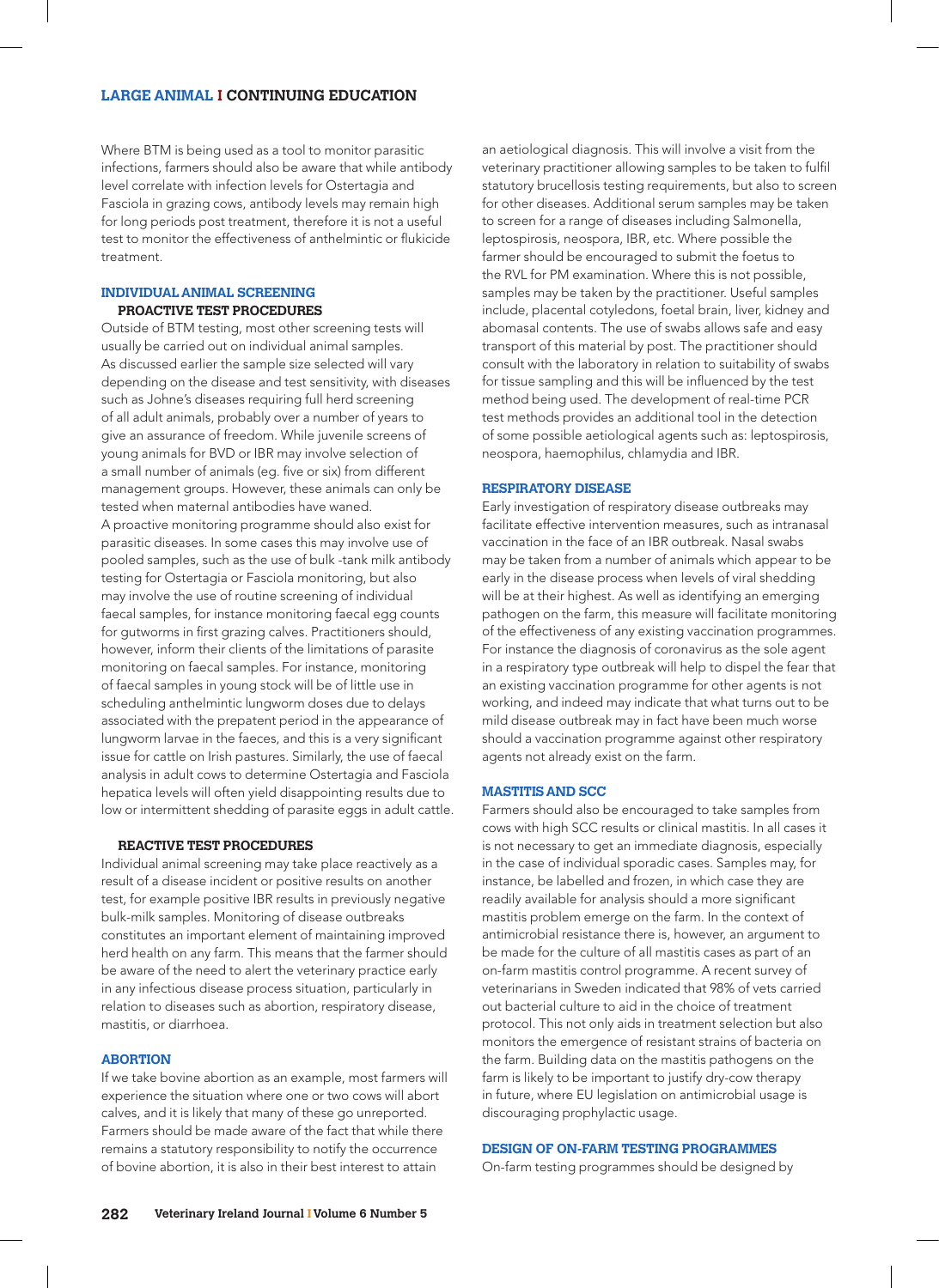Where BTM is being used as a tool to monitor parasitic infections, farmers should also be aware that while antibody level correlate with infection levels for Ostertagia and Fasciola in grazing cows, antibody levels may remain high for long periods post treatment, therefore it is not a useful test to monitor the effectiveness of anthelmintic or flukicide treatment.

## INDIVIDUAL ANIMAL SCREENING

### PROACTIVE TEST PROCEDURES

Outside of BTM testing, most other screening tests will usually be carried out on individual animal samples. As discussed earlier the sample size selected will vary depending on the disease and test sensitivity, with diseases such as Johne's diseases requiring full herd screening of all adult animals, probably over a number of years to give an assurance of freedom. While juvenile screens of young animals for BVD or IBR may involve selection of a small number of animals (eg. five or six) from different management groups. However, these animals can only be tested when maternal antibodies have waned.

A proactive monitoring programme should also exist for parasitic diseases. In some cases this may involve use of pooled samples, such as the use of bulk -tank milk antibody testing for Ostertagia or Fasciola monitoring, but also may involve the use of routine screening of individual faecal samples, for instance monitoring faecal egg counts for gutworms in first grazing calves. Practitioners should, however, inform their clients of the limitations of parasite monitoring on faecal samples. For instance, monitoring of faecal samples in young stock will be of little use in scheduling anthelmintic lungworm doses due to delays associated with the prepatent period in the appearance of lungworm larvae in the faeces, and this is a very significant issue for cattle on Irish pastures. Similarly, the use of faecal analysis in adult cows to determine Ostertagia and Fasciola hepatica levels will often yield disappointing results due to low or intermittent shedding of parasite eggs in adult cattle.

### REACTIVE TEST PROCEDURES

Individual animal screening may take place reactively as a result of a disease incident or positive results on another test, for example positive IBR results in previously negative bulk-milk samples. Monitoring of disease outbreaks constitutes an important element of maintaining improved herd health on any farm. This means that the farmer should be aware of the need to alert the veterinary practice early in any infectious disease process situation, particularly in relation to diseases such as abortion, respiratory disease, mastitis, or diarrhoea.

## ABORTION

If we take bovine abortion as an example, most farmers will experience the situation where one or two cows will abort calves, and it is likely that many of these go unreported. Farmers should be made aware of the fact that while there remains a statutory responsibility to notify the occurrence of bovine abortion, it is also in their best interest to attain an aetiological diagnosis. This will involve a visit from the veterinary practitioner allowing samples to be taken to fulfil statutory brucellosis testing requirements, but also to screen for other diseases. Additional serum samples may be taken to screen for a range of diseases including Salmonella, leptospirosis, neospora, IBR, etc. Where possible the farmer should be encouraged to submit the foetus to the RVL for PM examination. Where this is not possible, samples may be taken by the practitioner. Useful samples include, placental cotyledons, foetal brain, liver, kidney and abomasal contents. The use of swabs allows safe and easy transport of this material by post. The practitioner should consult with the laboratory in relation to suitability of swabs for tissue sampling and this will be influenced by the test method being used. The development of real-time PCR test methods provides an additional tool in the detection of some possible aetiological agents such as: leptospirosis, neospora, haemophilus, chlamydia and IBR.

## RESPIRATORY DISEASE

Early investigation of respiratory disease outbreaks may facilitate effective intervention measures, such as intranasal vaccination in the face of an IBR outbreak. Nasal swabs may be taken from a number of animals which appear to be early in the disease process when levels of viral shedding will be at their highest. As well as identifying an emerging pathogen on the farm, this measure will facilitate monitoring of the effectiveness of any existing vaccination programmes. For instance the diagnosis of coronavirus as the sole agent in a respiratory type outbreak will help to dispel the fear that an existing vaccination programme for other agents is not working, and indeed may indicate that what turns out to be mild disease outbreak may in fact have been much worse should a vaccination programme against other respiratory agents not already exist on the farm.

## MASTITIS AND SCC

Farmers should also be encouraged to take samples from cows with high SCC results or clinical mastitis. In all cases it is not necessary to get an immediate diagnosis, especially in the case of individual sporadic cases. Samples may, for instance, be labelled and frozen, in which case they are readily available for analysis should a more significant mastitis problem emerge on the farm. In the context of antimicrobial resistance there is, however, an argument to be made for the culture of all mastitis cases as part of an on-farm mastitis control programme. A recent survey of veterinarians in Sweden indicated that 98% of vets carried out bacterial culture to aid in the choice of treatment protocol. This not only aids in treatment selection but also monitors the emergence of resistant strains of bacteria on the farm. Building data on the mastitis pathogens on the farm is likely to be important to justify dry-cow therapy in future, where EU legislation on antimicrobial usage is discouraging prophylactic usage.

## DESIGN OF ON-FARM TESTING PROGRAMMES

On-farm testing programmes should be designed by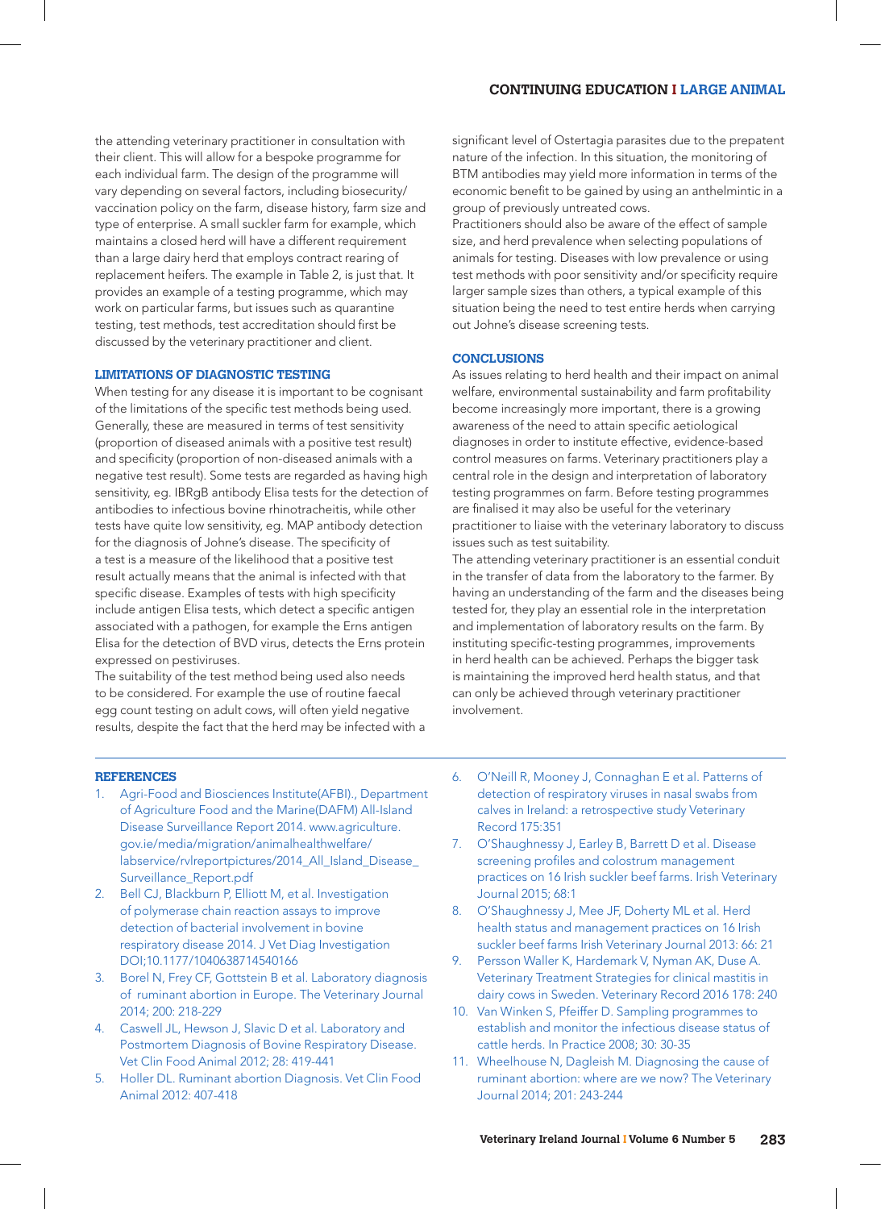the attending veterinary practitioner in consultation with their client. This will allow for a bespoke programme for each individual farm. The design of the programme will vary depending on several factors, including biosecurity/vaccination policy on the farm, disease history, farm size and type of enterprise. A small suckler farm for example, which maintains a closed herd will have a different requirement than a large dairy herd that employs contract rearing of replacement heifers. The example in Table 2, is just that. It provides an example of a testing programme, which may work on particular farms, but issues such as quarantine testing, test methods, test accreditation should first be discussed by the veterinary practitioner and client.

## LIMITATIONS OF DIAGNOSTIC TESTING

When testing for any disease it is important to be cognisant of the limitations of the specific test methods being used. Generally, these are measured in terms of test sensitivity (proportion of diseased animals with a positive test result) and specificity (proportion of non-diseased animals with a negative test result). Some tests are regarded as having high sensitivity, eg. IBRgB antibody Elisa tests for the detection of antibodies to infectious bovine rhinotracheitis, while other tests have quite low sensitivity, eg. MAP antibody detection for the diagnosis of Johne's disease. The specificity of a test is a measure of the likelihood that a positive test result actually means that the animal is infected with that specific disease. Examples of tests with high specificity include antigen Elisa tests, which detect a specific antigen associated with a pathogen, for example the Erns antigen Elisa for the detection of BVD virus, detects the Erns protein expressed on pestiviruses.

The suitability of the test method being used also needs to be considered. For example the use of routine faecal egg count testing on adult cows, will often yield negative results, despite the fact that the herd may be infected with a significant level of Ostertagia parasites due to the prepatent nature of the infection. In this situation, the monitoring of BTM antibodies may yield more information in terms of the economic benefit to be gained by using an anthelmintic in a group of previously untreated cows.

Practitioners should also be aware of the effect of sample size, and herd prevalence when selecting populations of animals for testing. Diseases with low prevalence or using test methods with poor sensitivity and/or specificity require larger sample sizes than others, a typical example of this situation being the need to test entire herds when carrying out Johne's disease screening tests.

## CONCLUSIONS

As issues relating to herd health and their impact on animal welfare, environmental sustainability and farm profitability become increasingly more important, there is a growing awareness of the need to attain specific aetiological diagnoses in order to institute effective, evidence-based control measures on farms. Veterinary practitioners play a central role in the design and interpretation of laboratory testing programmes on farm. Before testing programmes are finalised it may also be useful for the veterinary practitioner to liaise with the veterinary laboratory to discuss issues such as test suitability.

The attending veterinary practitioner is an essential conduit in the transfer of data from the laboratory to the farmer. By having an understanding of the farm and the diseases being tested for, they play an essential role in the interpretation and implementation of laboratory results on the farm. By instituting specific-testing programmes, improvements in herd health can be achieved. Perhaps the bigger task is maintaining the improved herd health status, and that can only be achieved through veterinary practitioner involvement.

## REFERENCES

1. Agri-Food and Biosciences Institute(AFBI)., Department of Agriculture Food and the Marine(DAFM) All-Island Disease Surveillance Report 2014. www.agriculture.gov.ie/media/migration/animalhealthwelfare/labservice/rvlreportpictures/2014_All_Island_Disease_Surveillance_Report.pdf
2. Bell CJ, Blackburn P, Elliott M, et al. Investigation of polymerase chain reaction assays to improve detection of bacterial involvement in bovine respiratory disease 2014. J Vet Diag Investigation DOI;10.1177/1040638714540166
3. Borel N, Frey CF, Gottstein B et al. Laboratory diagnosis of ruminant abortion in Europe. The Veterinary Journal 2014; 200: 218-229
4. Caswell JL, Hewson J, Slavic D et al. Laboratory and Postmortem Diagnosis of Bovine Respiratory Disease. Vet Clin Food Animal 2012; 28: 419-441
5. Holler DL. Ruminant abortion Diagnosis. Vet Clin Food Animal 2012: 407-418
6. O'Neill R, Mooney J, Connaghan E et al. Patterns of detection of respiratory viruses in nasal swabs from calves in Ireland: a retrospective study Veterinary Record 175:351
7. O'Shaughnessy J, Earley B, Barrett D et al. Disease screening profiles and colostrum management practices on 16 Irish suckler beef farms. Irish Veterinary Journal 2015; 68:1
8. O'Shaughnessy J, Mee JF, Doherty ML et al. Herd health status and management practices on 16 Irish suckler beef farms Irish Veterinary Journal 2013: 66: 21
9. Persson Waller K, Hardemark V, Nyman AK, Duse A. Veterinary Treatment Strategies for clinical mastitis in dairy cows in Sweden. Veterinary Record 2016 178: 240
10. Van Winken S, Pfeiffer D. Sampling programmes to establish and monitor the infectious disease status of cattle herds. In Practice 2008; 30: 30-35
11. Wheelhouse N, Dagleish M. Diagnosing the cause of ruminant abortion: where are we now? The Veterinary Journal 2014; 201: 243-244